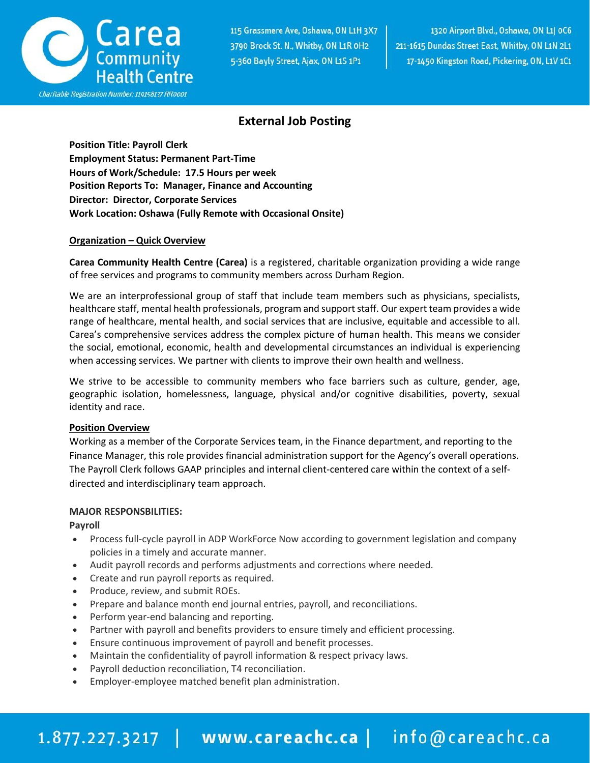Carea Community Health Centre

*Charitable Registration Number: 119158137 RR0001*

115 Grassmere Ave, Oshawa, ON L1H 3X7
3790 Brock St. N., Whitby, ON L1R 0H2
5-360 Bayly Street, Ajax, ON L1S 1P1

1320 Airport Blvd., Oshawa, ON L1J 0C6
211-1615 Dundas Street East, Whitby, ON L1N 2L1
17-1450 Kingston Road, Pickering, ON, L1V 1C1

# External Job Posting

**Position Title: Payroll Clerk**
**Employment Status: Permanent Part-Time**
**Hours of Work/Schedule: 17.5 Hours per week**
**Position Reports To: Manager, Finance and Accounting**
**Director: Director, Corporate Services**
**Work Location: Oshawa (Fully Remote with Occasional Onsite)**

## Organization – Quick Overview

**Carea Community Health Centre (Carea)** is a registered, charitable organization providing a wide range of free services and programs to community members across Durham Region.

We are an interprofessional group of staff that include team members such as physicians, specialists, healthcare staff, mental health professionals, program and support staff. Our expert team provides a wide range of healthcare, mental health, and social services that are inclusive, equitable and accessible to all. Carea's comprehensive services address the complex picture of human health. This means we consider the social, emotional, economic, health and developmental circumstances an individual is experiencing when accessing services. We partner with clients to improve their own health and wellness.

We strive to be accessible to community members who face barriers such as culture, gender, age, geographic isolation, homelessness, language, physical and/or cognitive disabilities, poverty, sexual identity and race.

## Position Overview

Working as a member of the Corporate Services team, in the Finance department, and reporting to the Finance Manager, this role provides financial administration support for the Agency's overall operations. The Payroll Clerk follows GAAP principles and internal client-centered care within the context of a self-directed and interdisciplinary team approach.

### MAJOR RESPONSBILITIES:

**Payroll**

- Process full-cycle payroll in ADP WorkForce Now according to government legislation and company policies in a timely and accurate manner.
- Audit payroll records and performs adjustments and corrections where needed.
- Create and run payroll reports as required.
- Produce, review, and submit ROEs.
- Prepare and balance month end journal entries, payroll, and reconciliations.
- Perform year-end balancing and reporting.
- Partner with payroll and benefits providers to ensure timely and efficient processing.
- Ensure continuous improvement of payroll and benefit processes.
- Maintain the confidentiality of payroll information & respect privacy laws.
- Payroll deduction reconciliation, T4 reconciliation.
- Employer-employee matched benefit plan administration.

1.877.227.3217 | www.careachc.ca | info@careachc.ca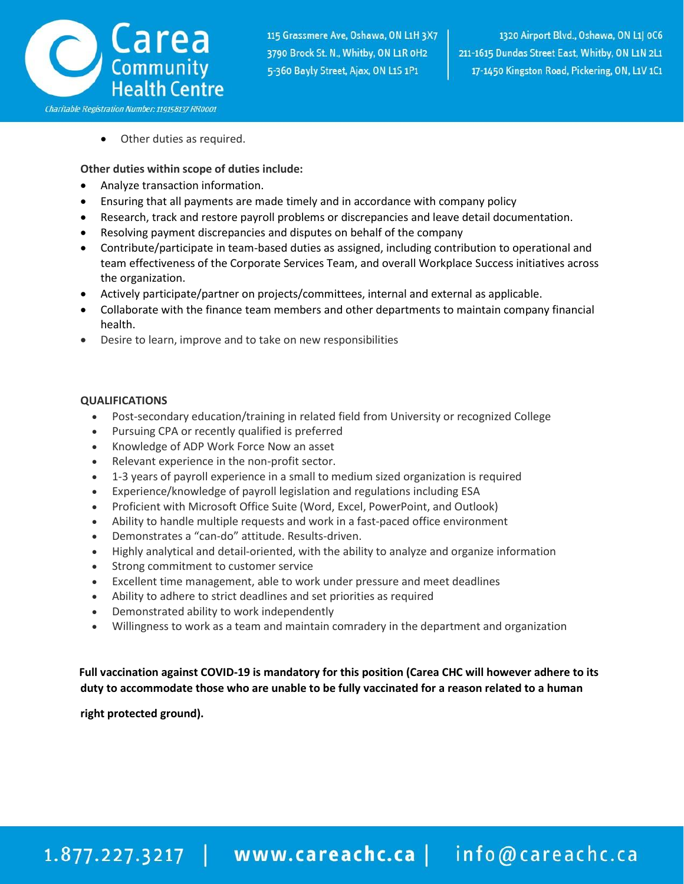- Other duties as required.

**Other duties within scope of duties include:**

- Analyze transaction information.
- Ensuring that all payments are made timely and in accordance with company policy
- Research, track and restore payroll problems or discrepancies and leave detail documentation.
- Resolving payment discrepancies and disputes on behalf of the company
- Contribute/participate in team-based duties as assigned, including contribution to operational and team effectiveness of the Corporate Services Team, and overall Workplace Success initiatives across the organization.
- Actively participate/partner on projects/committees, internal and external as applicable.
- Collaborate with the finance team members and other departments to maintain company financial health.
- Desire to learn, improve and to take on new responsibilities

**QUALIFICATIONS**

- Post-secondary education/training in related field from University or recognized College
- Pursuing CPA or recently qualified is preferred
- Knowledge of ADP Work Force Now an asset
- Relevant experience in the non-profit sector.
- 1-3 years of payroll experience in a small to medium sized organization is required
- Experience/knowledge of payroll legislation and regulations including ESA
- Proficient with Microsoft Office Suite (Word, Excel, PowerPoint, and Outlook)
- Ability to handle multiple requests and work in a fast-paced office environment
- Demonstrates a "can-do" attitude. Results-driven.
- Highly analytical and detail-oriented, with the ability to analyze and organize information
- Strong commitment to customer service
- Excellent time management, able to work under pressure and meet deadlines
- Ability to adhere to strict deadlines and set priorities as required
- Demonstrated ability to work independently
- Willingness to work as a team and maintain comradery in the department and organization

**Full vaccination against COVID-19 is mandatory for this position (Carea CHC will however adhere to its duty to accommodate those who are unable to be fully vaccinated for a reason related to a human right protected ground).**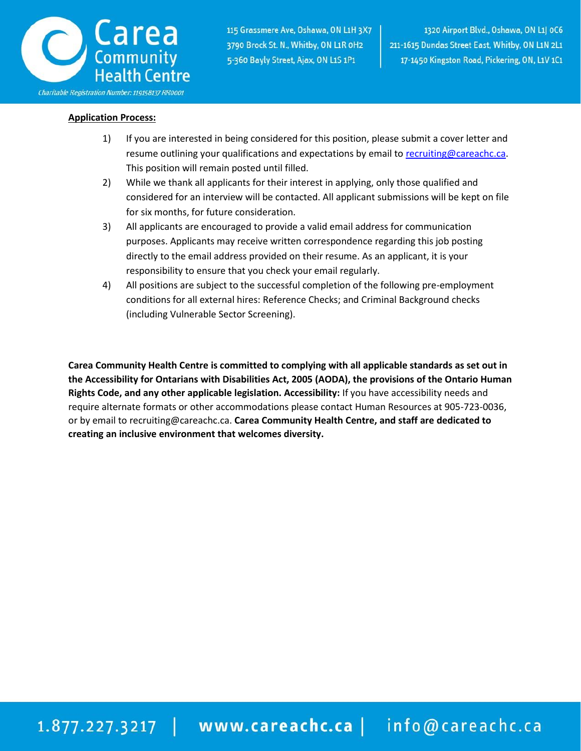**Application Process:**

1) If you are interested in being considered for this position, please submit a cover letter and resume outlining your qualifications and expectations by email to recruiting@careachc.ca. This position will remain posted until filled.
2) While we thank all applicants for their interest in applying, only those qualified and considered for an interview will be contacted. All applicant submissions will be kept on file for six months, for future consideration.
3) All applicants are encouraged to provide a valid email address for communication purposes. Applicants may receive written correspondence regarding this job posting directly to the email address provided on their resume. As an applicant, it is your responsibility to ensure that you check your email regularly.
4) All positions are subject to the successful completion of the following pre-employment conditions for all external hires: Reference Checks; and Criminal Background checks (including Vulnerable Sector Screening).

**Carea Community Health Centre is committed to complying with all applicable standards as set out in the Accessibility for Ontarians with Disabilities Act, 2005 (AODA), the provisions of the Ontario Human Rights Code, and any other applicable legislation. Accessibility:** If you have accessibility needs and require alternate formats or other accommodations please contact Human Resources at 905-723-0036, or by email to recruiting@careachc.ca. **Carea Community Health Centre, and staff are dedicated to creating an inclusive environment that welcomes diversity.**